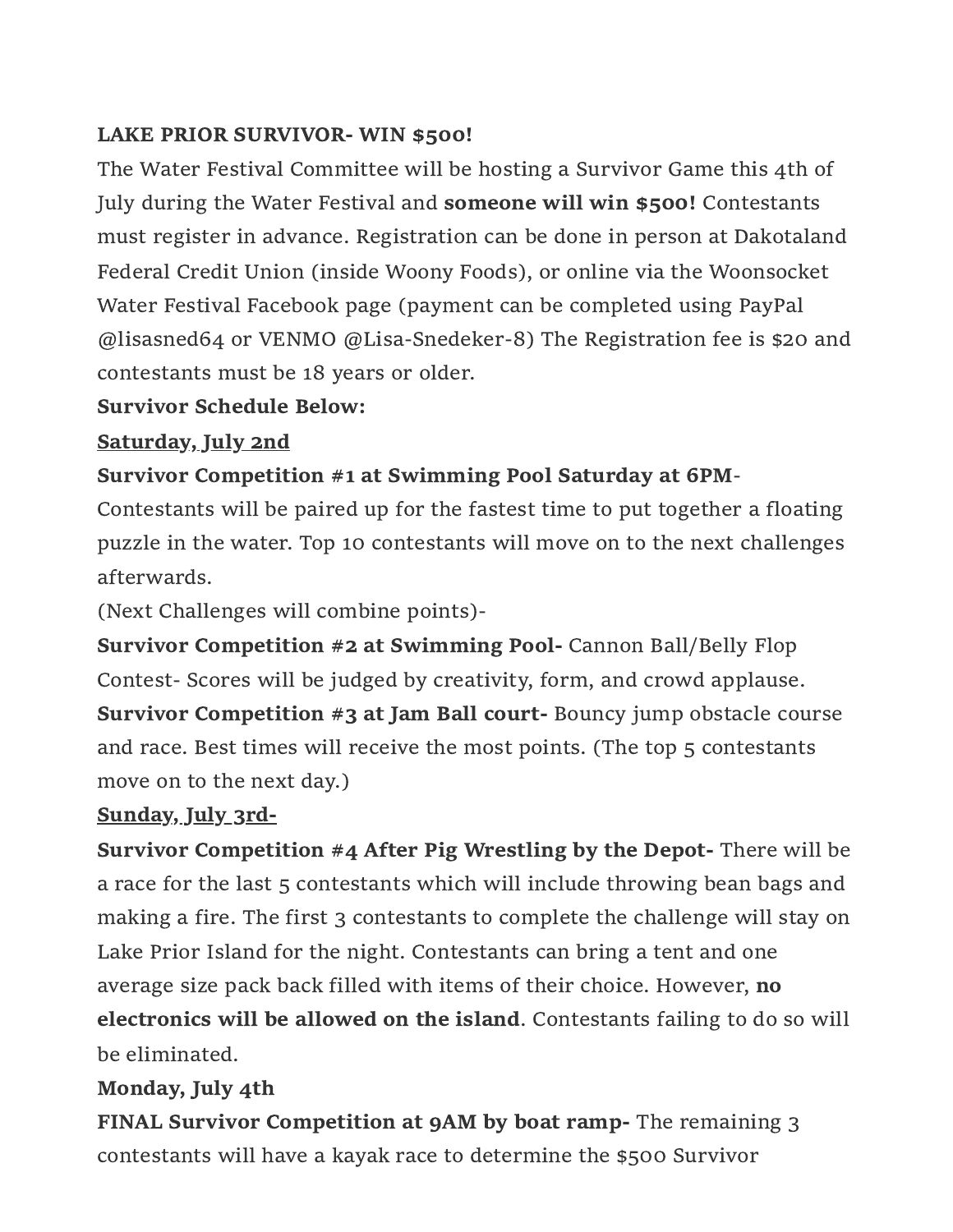**LAKE PRIOR SURVIVOR- WIN $500!**

The Water Festival Committee will be hosting a Survivor Game this 4th of July during the Water Festival and **someone will win $500!** Contestants must register in advance. Registration can be done in person at Dakotaland Federal Credit Union (inside Woony Foods), or online via the Woonsocket Water Festival Facebook page (payment can be completed using PayPal @lisasned64 or VENMO @Lisa-Snedeker-8) The Registration fee is $20 and contestants must be 18 years or older.

**Survivor Schedule Below:**

**Saturday, July 2nd**

**Survivor Competition #1 at Swimming Pool Saturday at 6PM**- Contestants will be paired up for the fastest time to put together a floating puzzle in the water. Top 10 contestants will move on to the next challenges afterwards.

(Next Challenges will combine points)-

**Survivor Competition #2 at Swimming Pool-** Cannon Ball/Belly Flop Contest- Scores will be judged by creativity, form, and crowd applause.

**Survivor Competition #3 at Jam Ball court-** Bouncy jump obstacle course and race. Best times will receive the most points. (The top 5 contestants move on to the next day.)

**Sunday, July 3rd-**

**Survivor Competition #4 After Pig Wrestling by the Depot-** There will be a race for the last 5 contestants which will include throwing bean bags and making a fire. The first 3 contestants to complete the challenge will stay on Lake Prior Island for the night. Contestants can bring a tent and one average size pack back filled with items of their choice. However, **no electronics will be allowed on the island**. Contestants failing to do so will be eliminated.

**Monday, July 4th**

**FINAL Survivor Competition at 9AM by boat ramp-** The remaining 3 contestants will have a kayak race to determine the $500 Survivor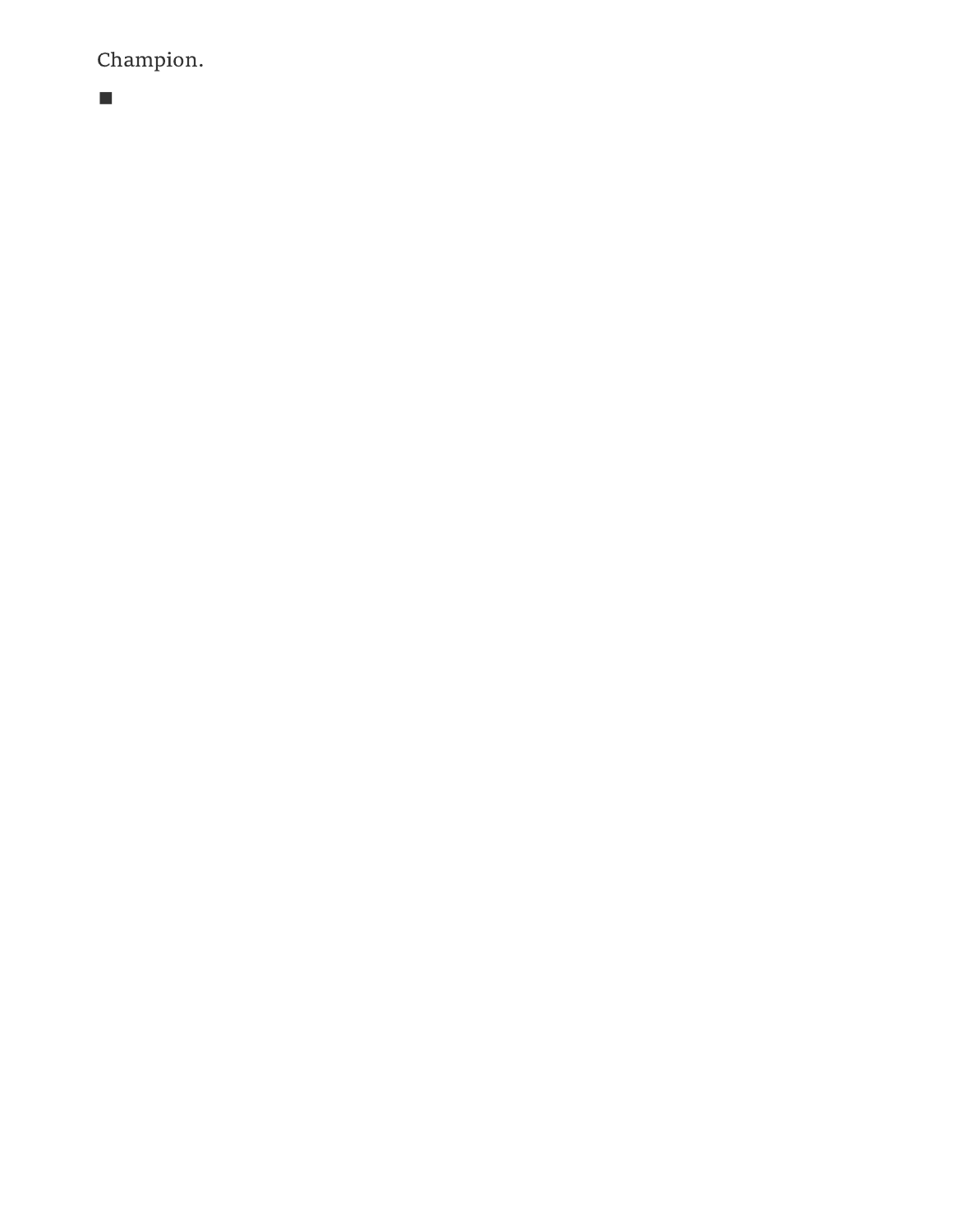Champion.

■